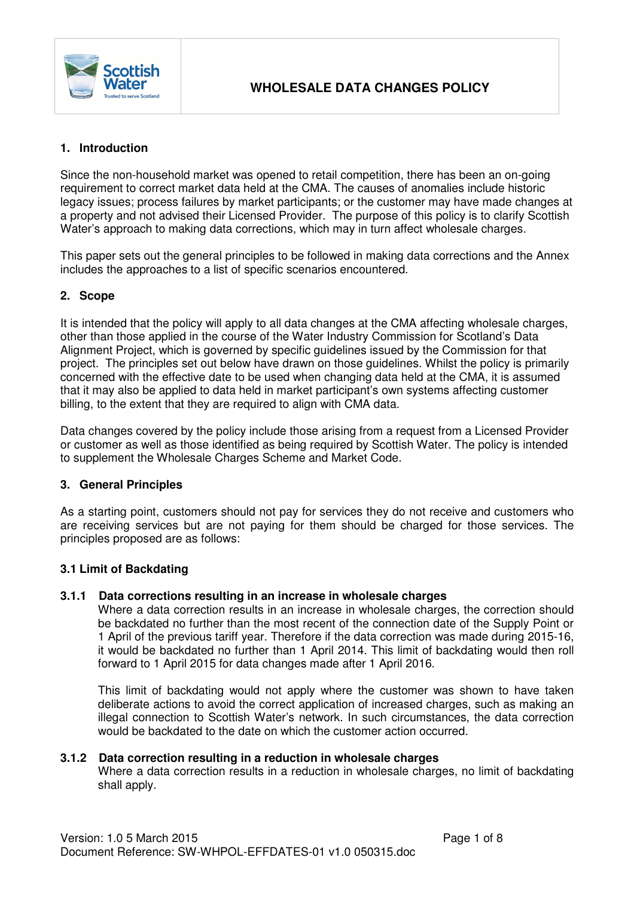# WHOLESALE DATA CHANGES POLICY

## 1. Introduction

Since the non-household market was opened to retail competition, there has been an on-going requirement to correct market data held at the CMA. The causes of anomalies include historic legacy issues; process failures by market participants; or the customer may have made changes at a property and not advised their Licensed Provider. The purpose of this policy is to clarify Scottish Water's approach to making data corrections, which may in turn affect wholesale charges.

This paper sets out the general principles to be followed in making data corrections and the Annex includes the approaches to a list of specific scenarios encountered.

## 2. Scope

It is intended that the policy will apply to all data changes at the CMA affecting wholesale charges, other than those applied in the course of the Water Industry Commission for Scotland's Data Alignment Project, which is governed by specific guidelines issued by the Commission for that project. The principles set out below have drawn on those guidelines. Whilst the policy is primarily concerned with the effective date to be used when changing data held at the CMA, it is assumed that it may also be applied to data held in market participant's own systems affecting customer billing, to the extent that they are required to align with CMA data.

Data changes covered by the policy include those arising from a request from a Licensed Provider or customer as well as those identified as being required by Scottish Water. The policy is intended to supplement the Wholesale Charges Scheme and Market Code.

## 3. General Principles

As a starting point, customers should not pay for services they do not receive and customers who are receiving services but are not paying for them should be charged for those services. The principles proposed are as follows:

### 3.1 Limit of Backdating

#### 3.1.1 Data corrections resulting in an increase in wholesale charges

Where a data correction results in an increase in wholesale charges, the correction should be backdated no further than the most recent of the connection date of the Supply Point or 1 April of the previous tariff year. Therefore if the data correction was made during 2015-16, it would be backdated no further than 1 April 2014. This limit of backdating would then roll forward to 1 April 2015 for data changes made after 1 April 2016.

This limit of backdating would not apply where the customer was shown to have taken deliberate actions to avoid the correct application of increased charges, such as making an illegal connection to Scottish Water's network. In such circumstances, the data correction would be backdated to the date on which the customer action occurred.

#### 3.1.2 Data correction resulting in a reduction in wholesale charges

Where a data correction results in a reduction in wholesale charges, no limit of backdating shall apply.

Version: 1.0 5 March 2015
Document Reference: SW-WHPOL-EFFDATES-01 v1.0 050315.doc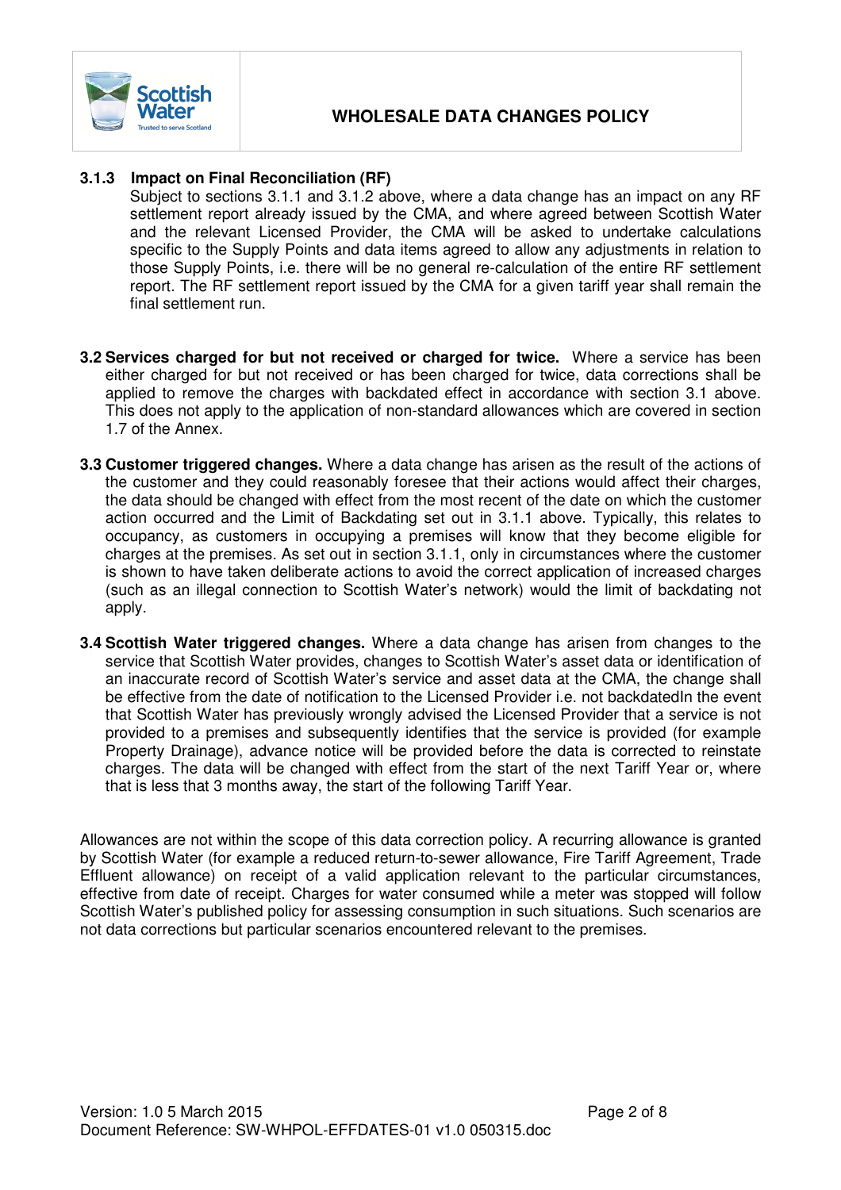### 3.1.3 Impact on Final Reconciliation (RF)

Subject to sections 3.1.1 and 3.1.2 above, where a data change has an impact on any RF settlement report already issued by the CMA, and where agreed between Scottish Water and the relevant Licensed Provider, the CMA will be asked to undertake calculations specific to the Supply Points and data items agreed to allow any adjustments in relation to those Supply Points, i.e. there will be no general re-calculation of the entire RF settlement report. The RF settlement report issued by the CMA for a given tariff year shall remain the final settlement run.

**3.2 Services charged for but not received or charged for twice.** Where a service has been either charged for but not received or has been charged for twice, data corrections shall be applied to remove the charges with backdated effect in accordance with section 3.1 above. This does not apply to the application of non-standard allowances which are covered in section 1.7 of the Annex.

**3.3 Customer triggered changes.** Where a data change has arisen as the result of the actions of the customer and they could reasonably foresee that their actions would affect their charges, the data should be changed with effect from the most recent of the date on which the customer action occurred and the Limit of Backdating set out in 3.1.1 above. Typically, this relates to occupancy, as customers in occupying a premises will know that they become eligible for charges at the premises. As set out in section 3.1.1, only in circumstances where the customer is shown to have taken deliberate actions to avoid the correct application of increased charges (such as an illegal connection to Scottish Water's network) would the limit of backdating not apply.

**3.4 Scottish Water triggered changes.** Where a data change has arisen from changes to the service that Scottish Water provides, changes to Scottish Water's asset data or identification of an inaccurate record of Scottish Water's service and asset data at the CMA, the change shall be effective from the date of notification to the Licensed Provider i.e. not backdatedIn the event that Scottish Water has previously wrongly advised the Licensed Provider that a service is not provided to a premises and subsequently identifies that the service is provided (for example Property Drainage), advance notice will be provided before the data is corrected to reinstate charges. The data will be changed with effect from the start of the next Tariff Year or, where that is less that 3 months away, the start of the following Tariff Year.

Allowances are not within the scope of this data correction policy. A recurring allowance is granted by Scottish Water (for example a reduced return-to-sewer allowance, Fire Tariff Agreement, Trade Effluent allowance) on receipt of a valid application relevant to the particular circumstances, effective from date of receipt. Charges for water consumed while a meter was stopped will follow Scottish Water's published policy for assessing consumption in such situations. Such scenarios are not data corrections but particular scenarios encountered relevant to the premises.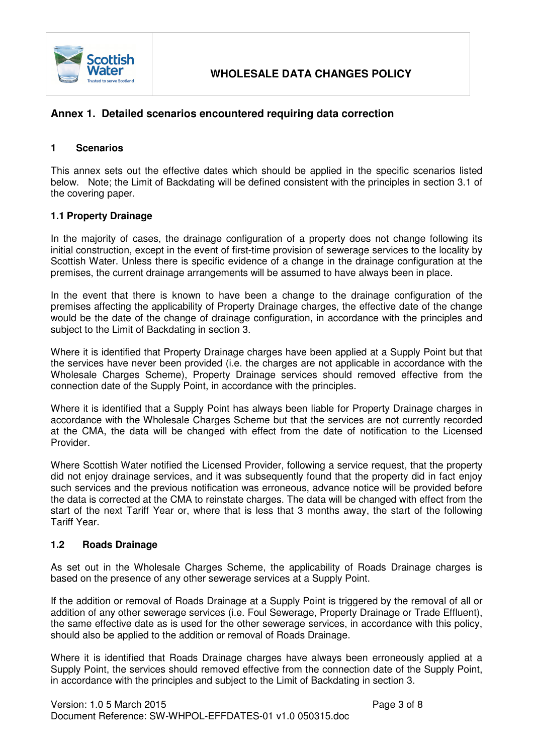## Annex 1. Detailed scenarios encountered requiring data correction

### 1 Scenarios

This annex sets out the effective dates which should be applied in the specific scenarios listed below. Note; the Limit of Backdating will be defined consistent with the principles in section 3.1 of the covering paper.

#### 1.1 Property Drainage

In the majority of cases, the drainage configuration of a property does not change following its initial construction, except in the event of first-time provision of sewerage services to the locality by Scottish Water. Unless there is specific evidence of a change in the drainage configuration at the premises, the current drainage arrangements will be assumed to have always been in place.

In the event that there is known to have been a change to the drainage configuration of the premises affecting the applicability of Property Drainage charges, the effective date of the change would be the date of the change of drainage configuration, in accordance with the principles and subject to the Limit of Backdating in section 3.

Where it is identified that Property Drainage charges have been applied at a Supply Point but that the services have never been provided (i.e. the charges are not applicable in accordance with the Wholesale Charges Scheme), Property Drainage services should removed effective from the connection date of the Supply Point, in accordance with the principles.

Where it is identified that a Supply Point has always been liable for Property Drainage charges in accordance with the Wholesale Charges Scheme but that the services are not currently recorded at the CMA, the data will be changed with effect from the date of notification to the Licensed Provider.

Where Scottish Water notified the Licensed Provider, following a service request, that the property did not enjoy drainage services, and it was subsequently found that the property did in fact enjoy such services and the previous notification was erroneous, advance notice will be provided before the data is corrected at the CMA to reinstate charges. The data will be changed with effect from the start of the next Tariff Year or, where that is less that 3 months away, the start of the following Tariff Year.

#### 1.2 Roads Drainage

As set out in the Wholesale Charges Scheme, the applicability of Roads Drainage charges is based on the presence of any other sewerage services at a Supply Point.

If the addition or removal of Roads Drainage at a Supply Point is triggered by the removal of all or addition of any other sewerage services (i.e. Foul Sewerage, Property Drainage or Trade Effluent), the same effective date as is used for the other sewerage services, in accordance with this policy, should also be applied to the addition or removal of Roads Drainage.

Where it is identified that Roads Drainage charges have always been erroneously applied at a Supply Point, the services should removed effective from the connection date of the Supply Point, in accordance with the principles and subject to the Limit of Backdating in section 3.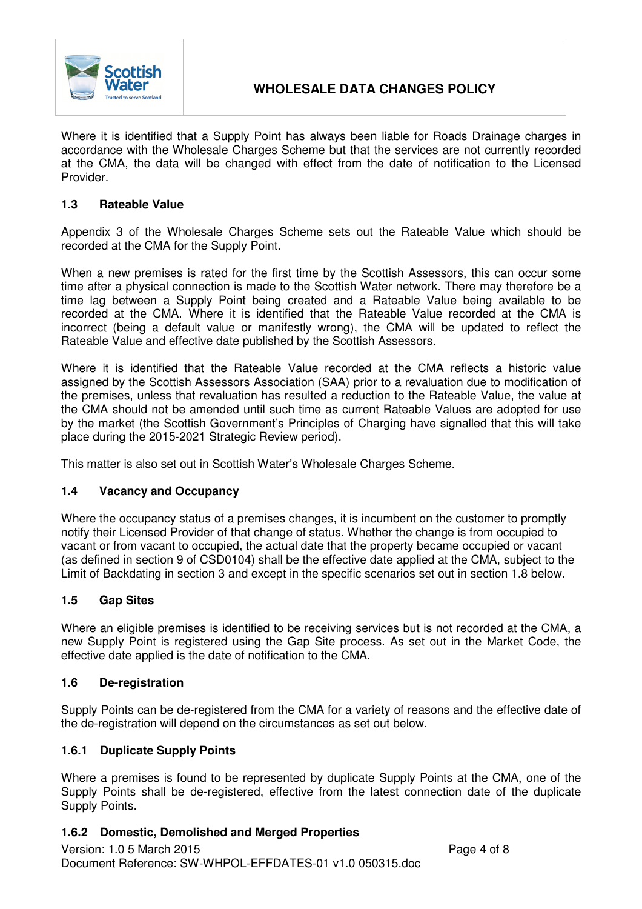Where it is identified that a Supply Point has always been liable for Roads Drainage charges in accordance with the Wholesale Charges Scheme but that the services are not currently recorded at the CMA, the data will be changed with effect from the date of notification to the Licensed Provider.

### 1.3 Rateable Value

Appendix 3 of the Wholesale Charges Scheme sets out the Rateable Value which should be recorded at the CMA for the Supply Point.

When a new premises is rated for the first time by the Scottish Assessors, this can occur some time after a physical connection is made to the Scottish Water network. There may therefore be a time lag between a Supply Point being created and a Rateable Value being available to be recorded at the CMA. Where it is identified that the Rateable Value recorded at the CMA is incorrect (being a default value or manifestly wrong), the CMA will be updated to reflect the Rateable Value and effective date published by the Scottish Assessors.

Where it is identified that the Rateable Value recorded at the CMA reflects a historic value assigned by the Scottish Assessors Association (SAA) prior to a revaluation due to modification of the premises, unless that revaluation has resulted a reduction to the Rateable Value, the value at the CMA should not be amended until such time as current Rateable Values are adopted for use by the market (the Scottish Government's Principles of Charging have signalled that this will take place during the 2015-2021 Strategic Review period).

This matter is also set out in Scottish Water's Wholesale Charges Scheme.

### 1.4 Vacancy and Occupancy

Where the occupancy status of a premises changes, it is incumbent on the customer to promptly notify their Licensed Provider of that change of status. Whether the change is from occupied to vacant or from vacant to occupied, the actual date that the property became occupied or vacant (as defined in section 9 of CSD0104) shall be the effective date applied at the CMA, subject to the Limit of Backdating in section 3 and except in the specific scenarios set out in section 1.8 below.

### 1.5 Gap Sites

Where an eligible premises is identified to be receiving services but is not recorded at the CMA, a new Supply Point is registered using the Gap Site process. As set out in the Market Code, the effective date applied is the date of notification to the CMA.

### 1.6 De-registration

Supply Points can be de-registered from the CMA for a variety of reasons and the effective date of the de-registration will depend on the circumstances as set out below.

#### 1.6.1 Duplicate Supply Points

Where a premises is found to be represented by duplicate Supply Points at the CMA, one of the Supply Points shall be de-registered, effective from the latest connection date of the duplicate Supply Points.

#### 1.6.2 Domestic, Demolished and Merged Properties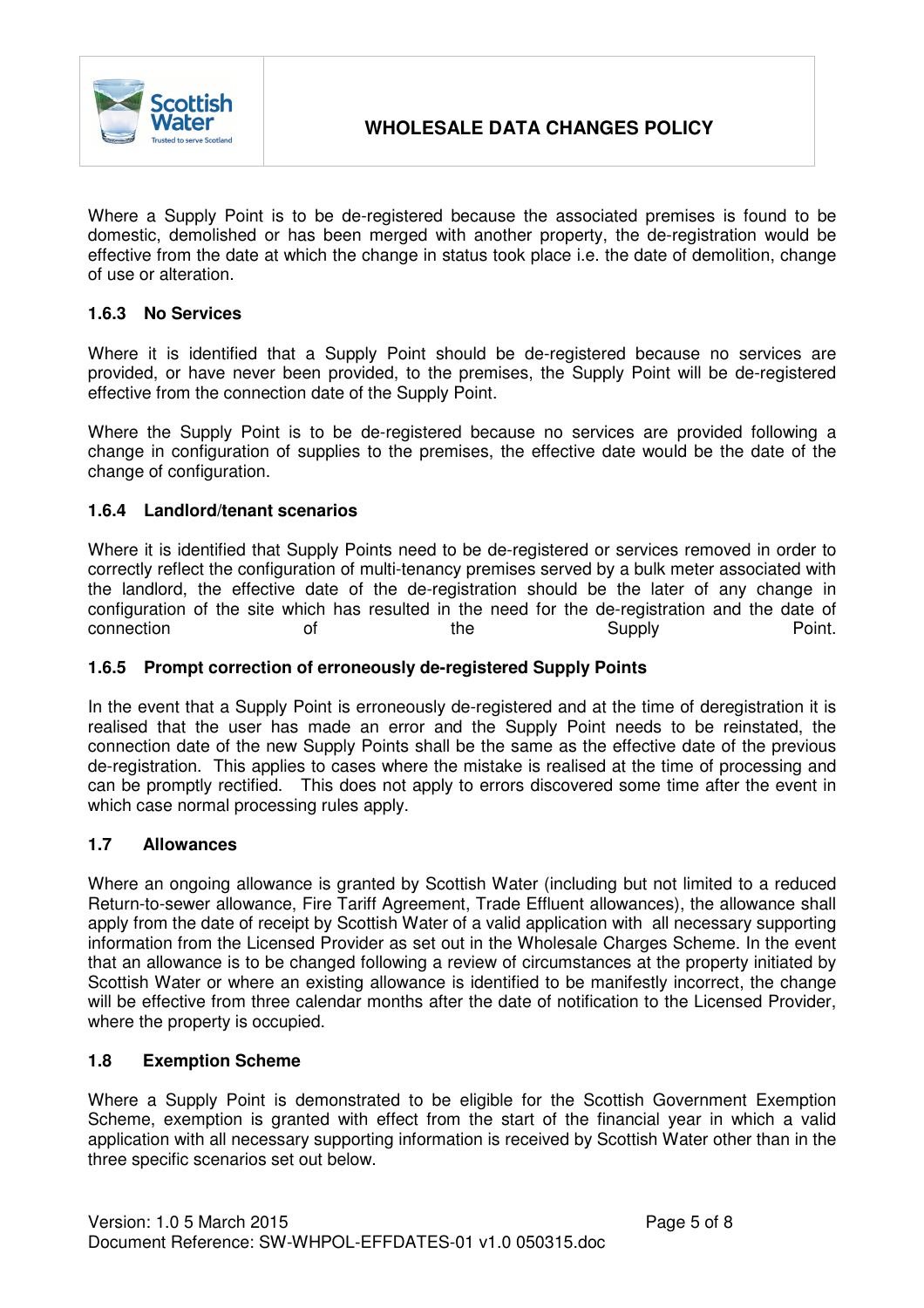Where a Supply Point is to be de-registered because the associated premises is found to be domestic, demolished or has been merged with another property, the de-registration would be effective from the date at which the change in status took place i.e. the date of demolition, change of use or alteration.

### 1.6.3 No Services

Where it is identified that a Supply Point should be de-registered because no services are provided, or have never been provided, to the premises, the Supply Point will be de-registered effective from the connection date of the Supply Point.

Where the Supply Point is to be de-registered because no services are provided following a change in configuration of supplies to the premises, the effective date would be the date of the change of configuration.

### 1.6.4 Landlord/tenant scenarios

Where it is identified that Supply Points need to be de-registered or services removed in order to correctly reflect the configuration of multi-tenancy premises served by a bulk meter associated with the landlord, the effective date of the de-registration should be the later of any change in configuration of the site which has resulted in the need for the de-registration and the date of connection of the Supply Point.

### 1.6.5 Prompt correction of erroneously de-registered Supply Points

In the event that a Supply Point is erroneously de-registered and at the time of deregistration it is realised that the user has made an error and the Supply Point needs to be reinstated, the connection date of the new Supply Points shall be the same as the effective date of the previous de-registration. This applies to cases where the mistake is realised at the time of processing and can be promptly rectified. This does not apply to errors discovered some time after the event in which case normal processing rules apply.

## 1.7 Allowances

Where an ongoing allowance is granted by Scottish Water (including but not limited to a reduced Return-to-sewer allowance, Fire Tariff Agreement, Trade Effluent allowances), the allowance shall apply from the date of receipt by Scottish Water of a valid application with all necessary supporting information from the Licensed Provider as set out in the Wholesale Charges Scheme. In the event that an allowance is to be changed following a review of circumstances at the property initiated by Scottish Water or where an existing allowance is identified to be manifestly incorrect, the change will be effective from three calendar months after the date of notification to the Licensed Provider, where the property is occupied.

## 1.8 Exemption Scheme

Where a Supply Point is demonstrated to be eligible for the Scottish Government Exemption Scheme, exemption is granted with effect from the start of the financial year in which a valid application with all necessary supporting information is received by Scottish Water other than in the three specific scenarios set out below.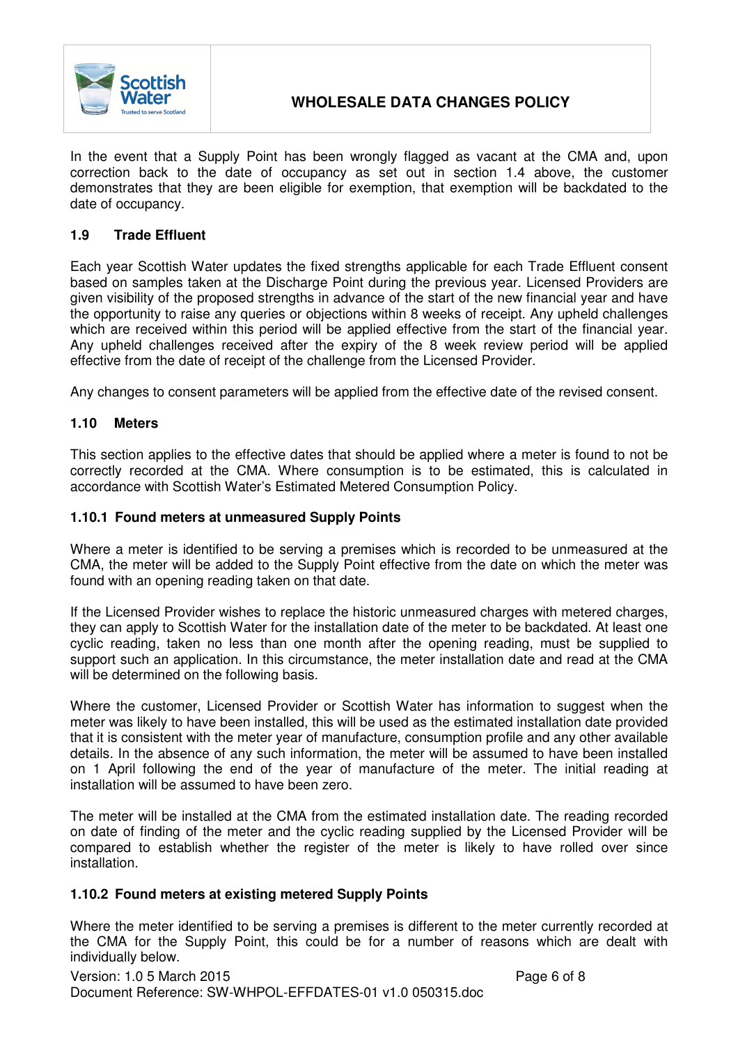In the event that a Supply Point has been wrongly flagged as vacant at the CMA and, upon correction back to the date of occupancy as set out in section 1.4 above, the customer demonstrates that they are been eligible for exemption, that exemption will be backdated to the date of occupancy.

### 1.9 Trade Effluent

Each year Scottish Water updates the fixed strengths applicable for each Trade Effluent consent based on samples taken at the Discharge Point during the previous year. Licensed Providers are given visibility of the proposed strengths in advance of the start of the new financial year and have the opportunity to raise any queries or objections within 8 weeks of receipt. Any upheld challenges which are received within this period will be applied effective from the start of the financial year. Any upheld challenges received after the expiry of the 8 week review period will be applied effective from the date of receipt of the challenge from the Licensed Provider.

Any changes to consent parameters will be applied from the effective date of the revised consent.

### 1.10 Meters

This section applies to the effective dates that should be applied where a meter is found to not be correctly recorded at the CMA. Where consumption is to be estimated, this is calculated in accordance with Scottish Water's Estimated Metered Consumption Policy.

#### 1.10.1 Found meters at unmeasured Supply Points

Where a meter is identified to be serving a premises which is recorded to be unmeasured at the CMA, the meter will be added to the Supply Point effective from the date on which the meter was found with an opening reading taken on that date.

If the Licensed Provider wishes to replace the historic unmeasured charges with metered charges, they can apply to Scottish Water for the installation date of the meter to be backdated. At least one cyclic reading, taken no less than one month after the opening reading, must be supplied to support such an application. In this circumstance, the meter installation date and read at the CMA will be determined on the following basis.

Where the customer, Licensed Provider or Scottish Water has information to suggest when the meter was likely to have been installed, this will be used as the estimated installation date provided that it is consistent with the meter year of manufacture, consumption profile and any other available details. In the absence of any such information, the meter will be assumed to have been installed on 1 April following the end of the year of manufacture of the meter. The initial reading at installation will be assumed to have been zero.

The meter will be installed at the CMA from the estimated installation date. The reading recorded on date of finding of the meter and the cyclic reading supplied by the Licensed Provider will be compared to establish whether the register of the meter is likely to have rolled over since installation.

#### 1.10.2 Found meters at existing metered Supply Points

Where the meter identified to be serving a premises is different to the meter currently recorded at the CMA for the Supply Point, this could be for a number of reasons which are dealt with individually below.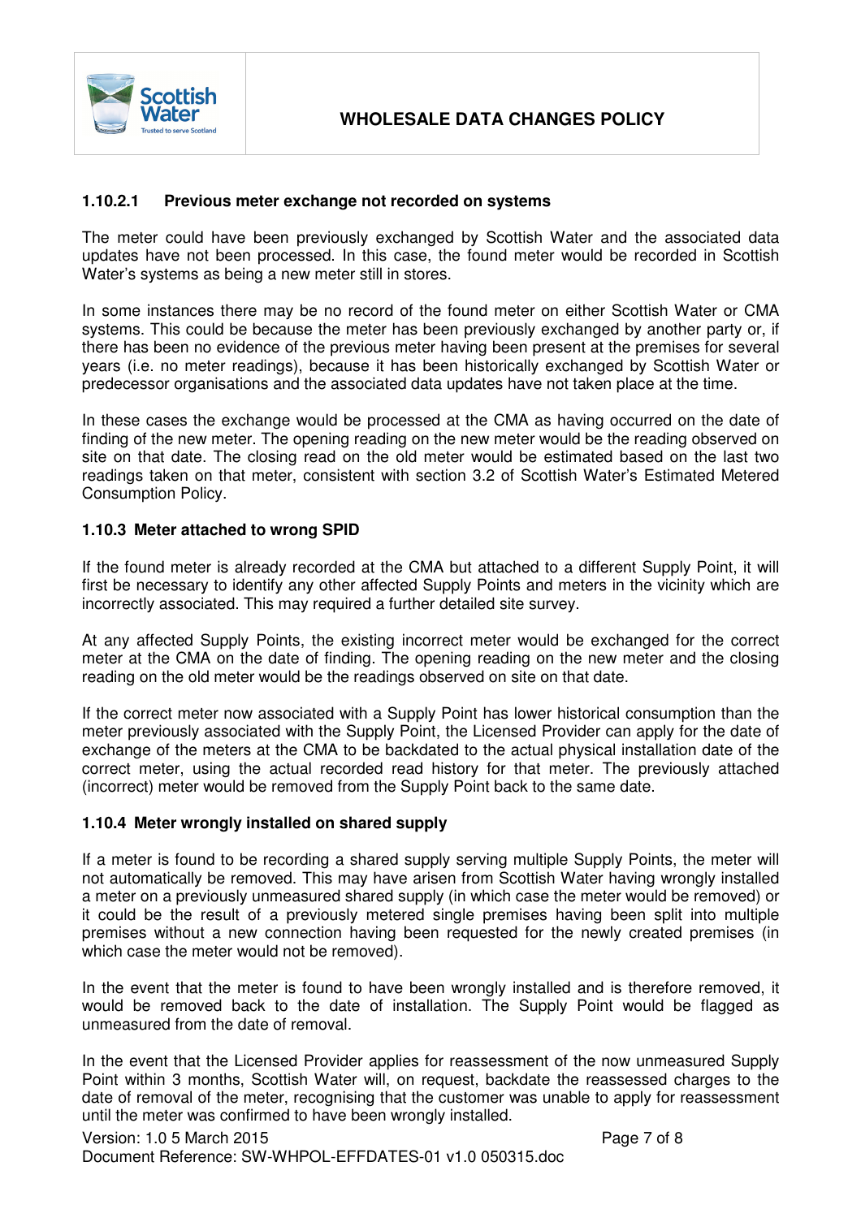#### 1.10.2.1 Previous meter exchange not recorded on systems

The meter could have been previously exchanged by Scottish Water and the associated data updates have not been processed. In this case, the found meter would be recorded in Scottish Water's systems as being a new meter still in stores.

In some instances there may be no record of the found meter on either Scottish Water or CMA systems. This could be because the meter has been previously exchanged by another party or, if there has been no evidence of the previous meter having been present at the premises for several years (i.e. no meter readings), because it has been historically exchanged by Scottish Water or predecessor organisations and the associated data updates have not taken place at the time.

In these cases the exchange would be processed at the CMA as having occurred on the date of finding of the new meter. The opening reading on the new meter would be the reading observed on site on that date. The closing read on the old meter would be estimated based on the last two readings taken on that meter, consistent with section 3.2 of Scottish Water's Estimated Metered Consumption Policy.

### 1.10.3 Meter attached to wrong SPID

If the found meter is already recorded at the CMA but attached to a different Supply Point, it will first be necessary to identify any other affected Supply Points and meters in the vicinity which are incorrectly associated. This may required a further detailed site survey.

At any affected Supply Points, the existing incorrect meter would be exchanged for the correct meter at the CMA on the date of finding. The opening reading on the new meter and the closing reading on the old meter would be the readings observed on site on that date.

If the correct meter now associated with a Supply Point has lower historical consumption than the meter previously associated with the Supply Point, the Licensed Provider can apply for the date of exchange of the meters at the CMA to be backdated to the actual physical installation date of the correct meter, using the actual recorded read history for that meter. The previously attached (incorrect) meter would be removed from the Supply Point back to the same date.

### 1.10.4 Meter wrongly installed on shared supply

If a meter is found to be recording a shared supply serving multiple Supply Points, the meter will not automatically be removed. This may have arisen from Scottish Water having wrongly installed a meter on a previously unmeasured shared supply (in which case the meter would be removed) or it could be the result of a previously metered single premises having been split into multiple premises without a new connection having been requested for the newly created premises (in which case the meter would not be removed).

In the event that the meter is found to have been wrongly installed and is therefore removed, it would be removed back to the date of installation. The Supply Point would be flagged as unmeasured from the date of removal.

In the event that the Licensed Provider applies for reassessment of the now unmeasured Supply Point within 3 months, Scottish Water will, on request, backdate the reassessed charges to the date of removal of the meter, recognising that the customer was unable to apply for reassessment until the meter was confirmed to have been wrongly installed.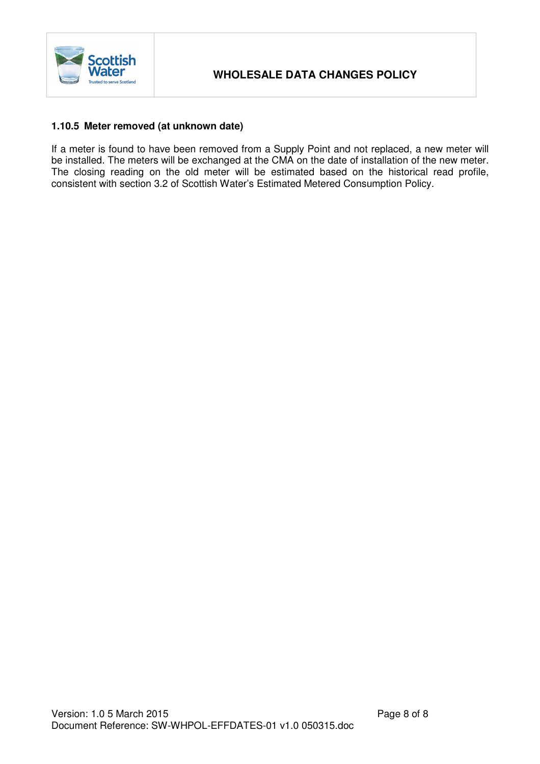### 1.10.5 Meter removed (at unknown date)

If a meter is found to have been removed from a Supply Point and not replaced, a new meter will be installed. The meters will be exchanged at the CMA on the date of installation of the new meter. The closing reading on the old meter will be estimated based on the historical read profile, consistent with section 3.2 of Scottish Water's Estimated Metered Consumption Policy.